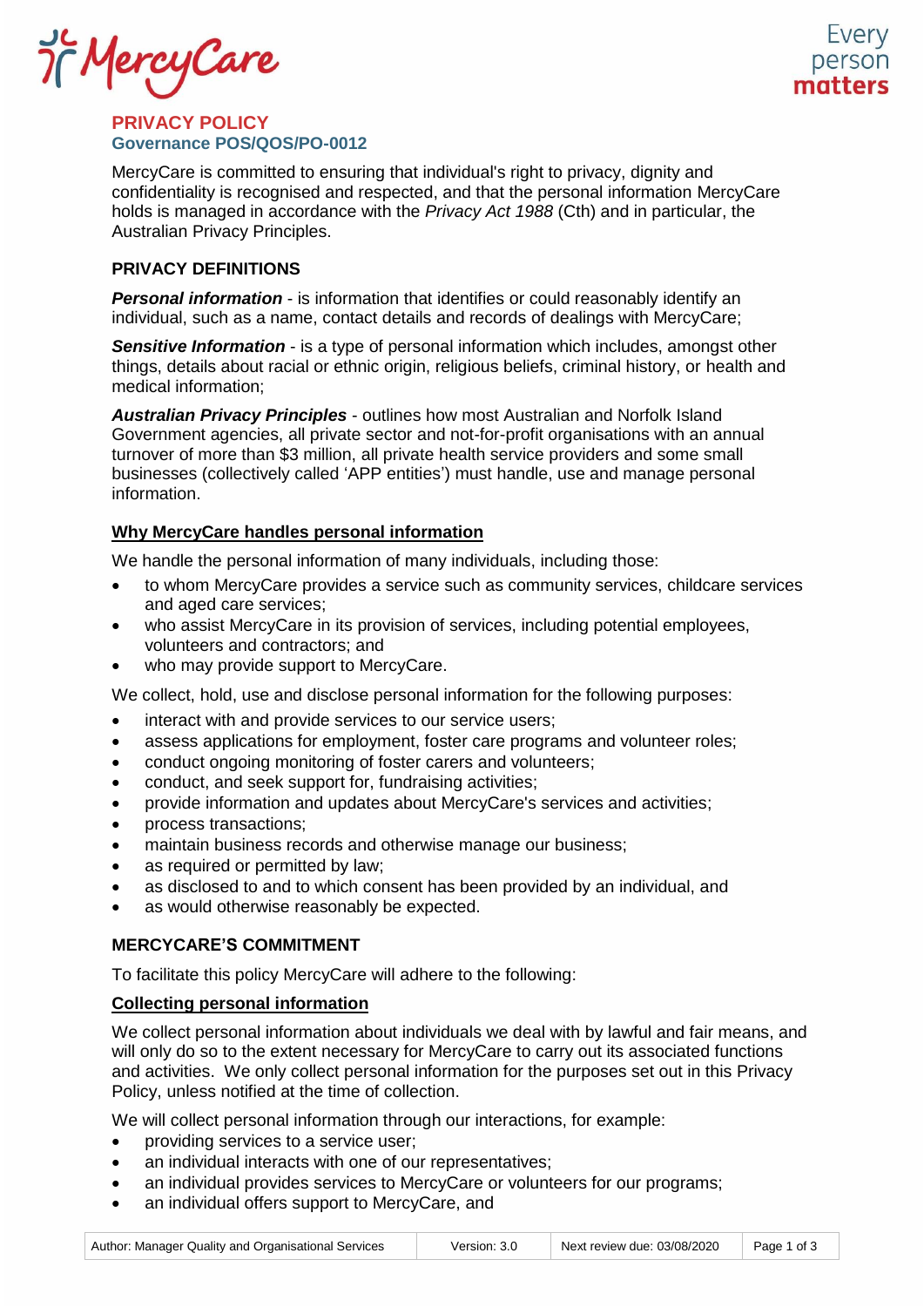# PRIVACY POLICY

## Governance POS/QOS/PO-0012

MercyCare is committed to ensuring that individual's right to privacy, dignity and confidentiality is recognised and respected, and that the personal information MercyCare holds is managed in accordance with the *Privacy Act 1988* (Cth) and in particular, the Australian Privacy Principles.

## PRIVACY DEFINITIONS

***Personal information*** - is information that identifies or could reasonably identify an individual, such as a name, contact details and records of dealings with MercyCare;

***Sensitive Information*** - is a type of personal information which includes, amongst other things, details about racial or ethnic origin, religious beliefs, criminal history, or health and medical information;

***Australian Privacy Principles*** - outlines how most Australian and Norfolk Island Government agencies, all private sector and not-for-profit organisations with an annual turnover of more than $3 million, all private health service providers and some small businesses (collectively called 'APP entities') must handle, use and manage personal information.

### Why MercyCare handles personal information

We handle the personal information of many individuals, including those:

- to whom MercyCare provides a service such as community services, childcare services and aged care services;
- who assist MercyCare in its provision of services, including potential employees, volunteers and contractors; and
- who may provide support to MercyCare.

We collect, hold, use and disclose personal information for the following purposes:

- interact with and provide services to our service users;
- assess applications for employment, foster care programs and volunteer roles;
- conduct ongoing monitoring of foster carers and volunteers;
- conduct, and seek support for, fundraising activities;
- provide information and updates about MercyCare's services and activities;
- process transactions;
- maintain business records and otherwise manage our business;
- as required or permitted by law;
- as disclosed to and to which consent has been provided by an individual, and
- as would otherwise reasonably be expected.

## MERCYCARE'S COMMITMENT

To facilitate this policy MercyCare will adhere to the following:

### Collecting personal information

We collect personal information about individuals we deal with by lawful and fair means, and will only do so to the extent necessary for MercyCare to carry out its associated functions and activities. We only collect personal information for the purposes set out in this Privacy Policy, unless notified at the time of collection.

We will collect personal information through our interactions, for example:

- providing services to a service user;
- an individual interacts with one of our representatives;
- an individual provides services to MercyCare or volunteers for our programs;
- an individual offers support to MercyCare, and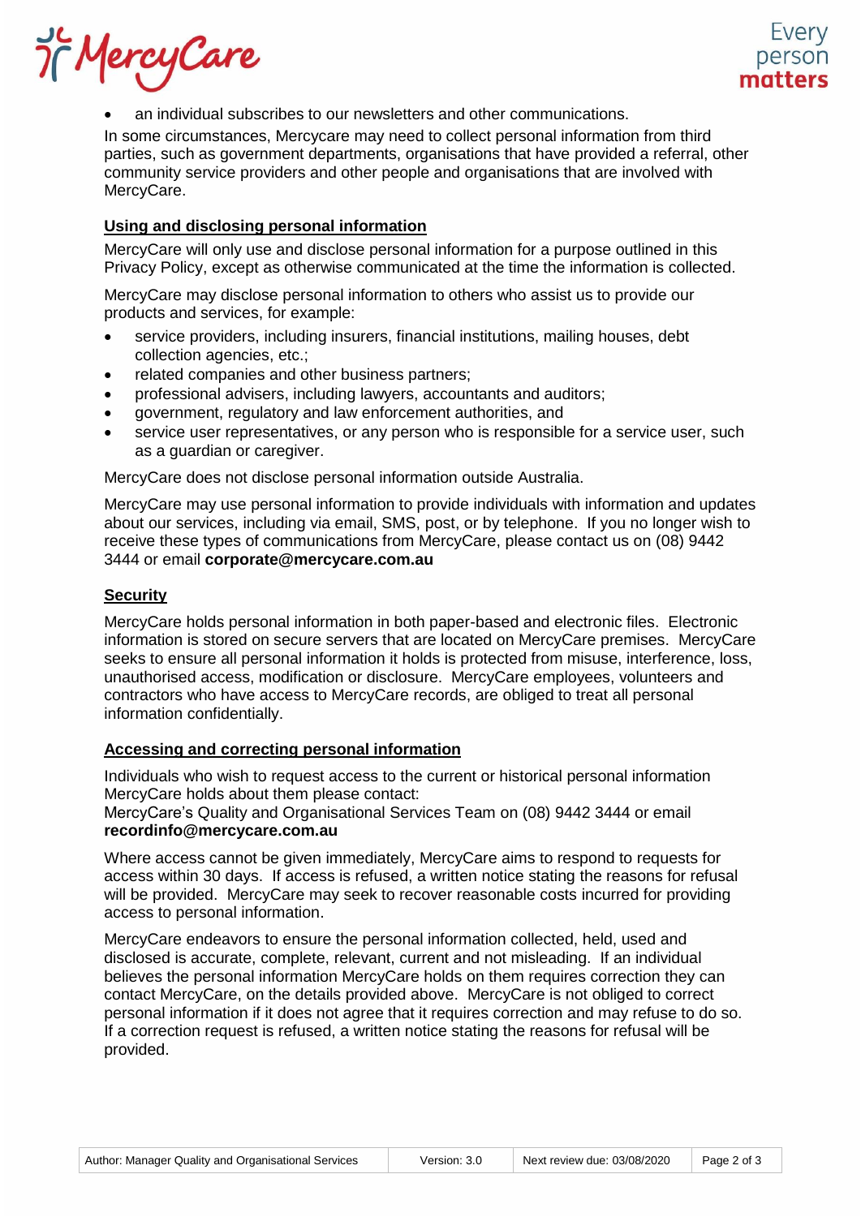- an individual subscribes to our newsletters and other communications.

In some circumstances, Mercycare may need to collect personal information from third parties, such as government departments, organisations that have provided a referral, other community service providers and other people and organisations that are involved with MercyCare.

## Using and disclosing personal information

MercyCare will only use and disclose personal information for a purpose outlined in this Privacy Policy, except as otherwise communicated at the time the information is collected.

MercyCare may disclose personal information to others who assist us to provide our products and services, for example:

- service providers, including insurers, financial institutions, mailing houses, debt collection agencies, etc.;
- related companies and other business partners;
- professional advisers, including lawyers, accountants and auditors;
- government, regulatory and law enforcement authorities, and
- service user representatives, or any person who is responsible for a service user, such as a guardian or caregiver.

MercyCare does not disclose personal information outside Australia.

MercyCare may use personal information to provide individuals with information and updates about our services, including via email, SMS, post, or by telephone. If you no longer wish to receive these types of communications from MercyCare, please contact us on (08) 9442 3444 or email **corporate@mercycare.com.au**

## Security

MercyCare holds personal information in both paper-based and electronic files. Electronic information is stored on secure servers that are located on MercyCare premises. MercyCare seeks to ensure all personal information it holds is protected from misuse, interference, loss, unauthorised access, modification or disclosure. MercyCare employees, volunteers and contractors who have access to MercyCare records, are obliged to treat all personal information confidentially.

## Accessing and correcting personal information

Individuals who wish to request access to the current or historical personal information MercyCare holds about them please contact:
MercyCare's Quality and Organisational Services Team on (08) 9442 3444 or email **recordinfo@mercycare.com.au**

Where access cannot be given immediately, MercyCare aims to respond to requests for access within 30 days. If access is refused, a written notice stating the reasons for refusal will be provided. MercyCare may seek to recover reasonable costs incurred for providing access to personal information.

MercyCare endeavors to ensure the personal information collected, held, used and disclosed is accurate, complete, relevant, current and not misleading. If an individual believes the personal information MercyCare holds on them requires correction they can contact MercyCare, on the details provided above. MercyCare is not obliged to correct personal information if it does not agree that it requires correction and may refuse to do so. If a correction request is refused, a written notice stating the reasons for refusal will be provided.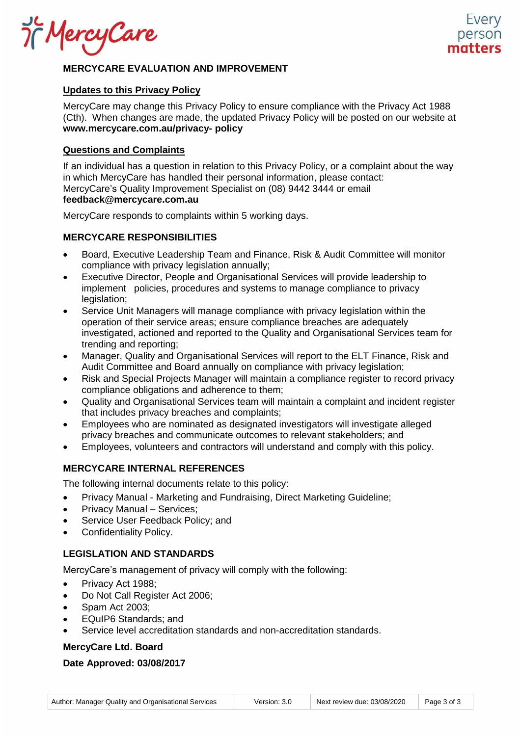## MERCYCARE EVALUATION AND IMPROVEMENT

### Updates to this Privacy Policy

MercyCare may change this Privacy Policy to ensure compliance with the Privacy Act 1988 (Cth). When changes are made, the updated Privacy Policy will be posted on our website at **www.mercycare.com.au/privacy- policy**

### Questions and Complaints

If an individual has a question in relation to this Privacy Policy, or a complaint about the way in which MercyCare has handled their personal information, please contact:
MercyCare's Quality Improvement Specialist on (08) 9442 3444 or email **feedback@mercycare.com.au**

MercyCare responds to complaints within 5 working days.

## MERCYCARE RESPONSIBILITIES

- Board, Executive Leadership Team and Finance, Risk & Audit Committee will monitor compliance with privacy legislation annually;
- Executive Director, People and Organisational Services will provide leadership to implement policies, procedures and systems to manage compliance to privacy legislation;
- Service Unit Managers will manage compliance with privacy legislation within the operation of their service areas; ensure compliance breaches are adequately investigated, actioned and reported to the Quality and Organisational Services team for trending and reporting;
- Manager, Quality and Organisational Services will report to the ELT Finance, Risk and Audit Committee and Board annually on compliance with privacy legislation;
- Risk and Special Projects Manager will maintain a compliance register to record privacy compliance obligations and adherence to them;
- Quality and Organisational Services team will maintain a complaint and incident register that includes privacy breaches and complaints;
- Employees who are nominated as designated investigators will investigate alleged privacy breaches and communicate outcomes to relevant stakeholders; and
- Employees, volunteers and contractors will understand and comply with this policy.

## MERCYCARE INTERNAL REFERENCES

The following internal documents relate to this policy:

- Privacy Manual - Marketing and Fundraising, Direct Marketing Guideline;
- Privacy Manual – Services;
- Service User Feedback Policy; and
- Confidentiality Policy.

## LEGISLATION AND STANDARDS

MercyCare's management of privacy will comply with the following:

- Privacy Act 1988;
- Do Not Call Register Act 2006;
- Spam Act 2003;
- EQuIP6 Standards; and
- Service level accreditation standards and non-accreditation standards.

**MercyCare Ltd. Board**

**Date Approved: 03/08/2017**

| Author: Manager Quality and Organisational Services | Version: 3.0 | Next review due: 03/08/2020 |
|---|---|---|